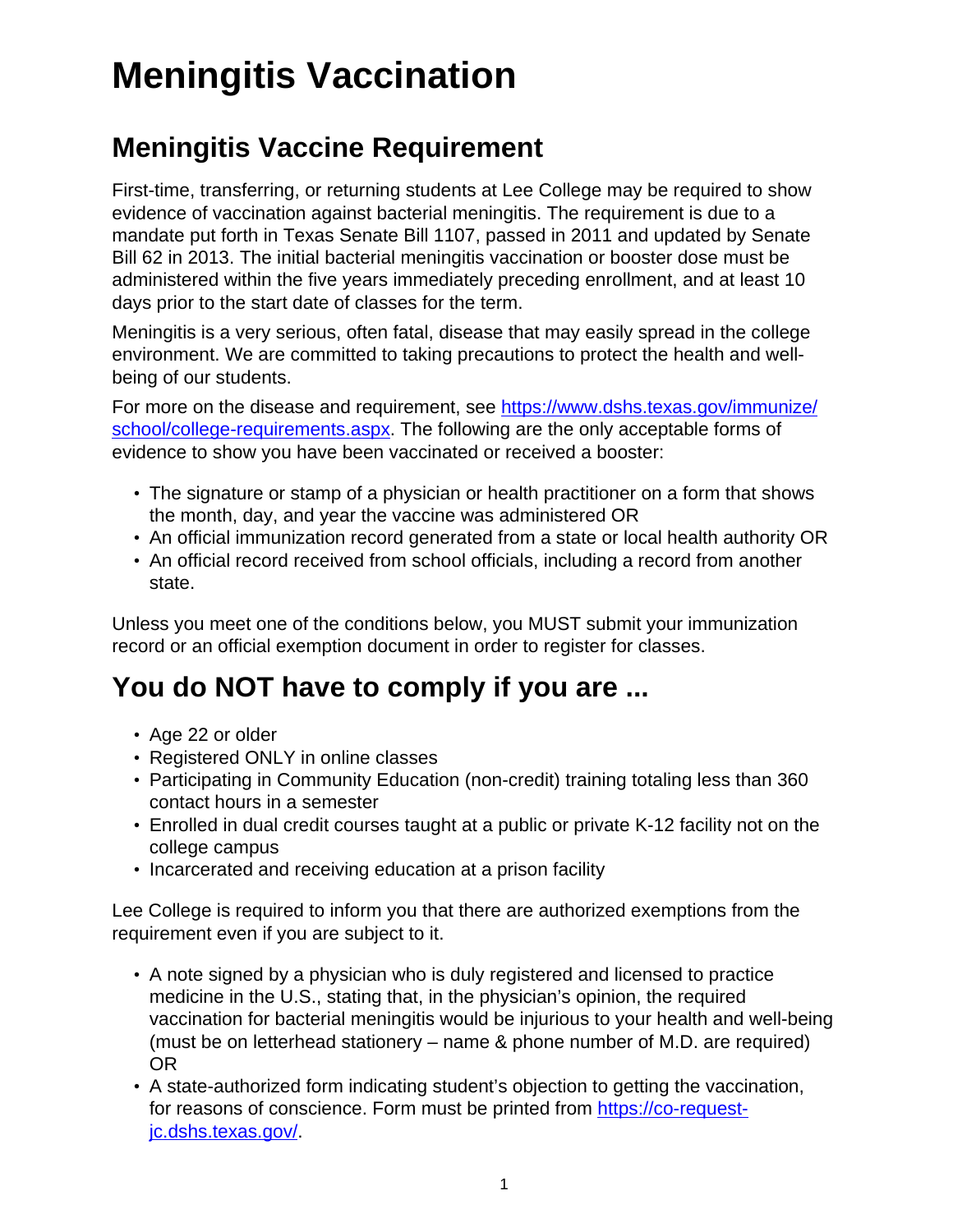# Meningitis Vaccination

## Meningitis Vaccine Requirement

First-time, transferring, or returning students at Lee College may be required to show evidence of vaccination against bacterial meningitis. The requirement is due to a mandate put forth in Texas Senate Bill 1107, passed in 2011 and updated by Senate Bill 62 in 2013. The initial bacterial meningitis vaccination or booster dose must be administered within the five years immediately preceding enrollment, and at least 10 days prior to the start date of classes for the term.

Meningitis is a very serious, often fatal, disease that may easily spread in the college environment. We are committed to taking precautions to protect the health and well-being of our students.

For more on the disease and requirement, see [https://www.dshs.texas.gov/immunize/school/college-requirements.aspx](https://www.dshs.texas.gov/immunize/school/college-requirements.aspx). The following are the only acceptable forms of evidence to show you have been vaccinated or received a booster:

- The signature or stamp of a physician or health practitioner on a form that shows the month, day, and year the vaccine was administered OR
- An official immunization record generated from a state or local health authority OR
- An official record received from school officials, including a record from another state.

Unless you meet one of the conditions below, you MUST submit your immunization record or an official exemption document in order to register for classes.

# You do NOT have to comply if you are ...

- Age 22 or older
- Registered ONLY in online classes
- Participating in Community Education (non-credit) training totaling less than 360 contact hours in a semester
- Enrolled in dual credit courses taught at a public or private K-12 facility not on the college campus
- Incarcerated and receiving education at a prison facility

Lee College is required to inform you that there are authorized exemptions from the requirement even if you are subject to it.

- A note signed by a physician who is duly registered and licensed to practice medicine in the U.S., stating that, in the physician's opinion, the required vaccination for bacterial meningitis would be injurious to your health and well-being (must be on letterhead stationery – name & phone number of M.D. are required) OR
- A state-authorized form indicating student's objection to getting the vaccination, for reasons of conscience. Form must be printed from [https://co-request-jc.dshs.texas.gov/](https://co-request-jc.dshs.texas.gov/).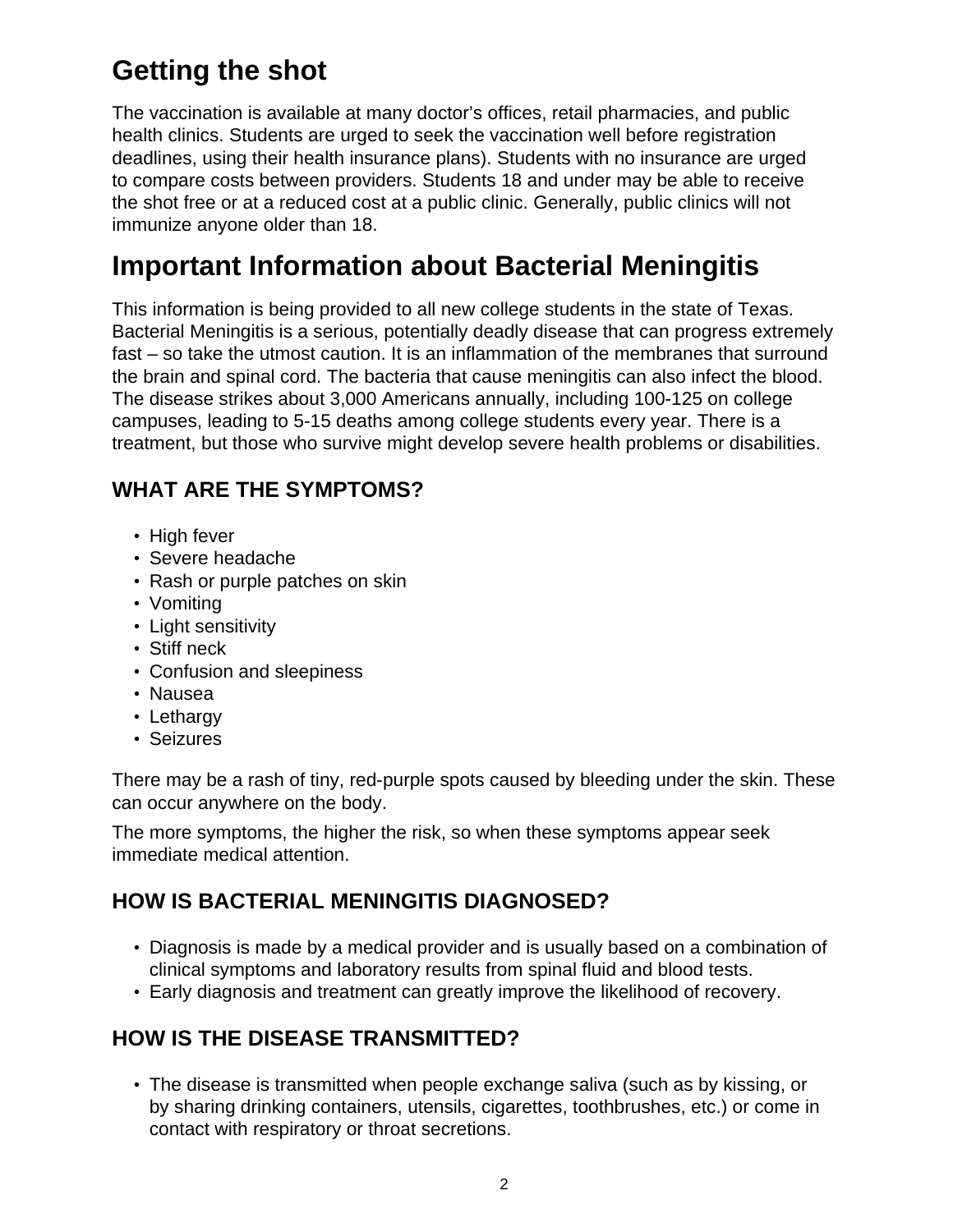## Getting the shot

The vaccination is available at many doctor's offices, retail pharmacies, and public health clinics. Students are urged to seek the vaccination well before registration deadlines, using their health insurance plans). Students with no insurance are urged to compare costs between providers. Students 18 and under may be able to receive the shot free or at a reduced cost at a public clinic. Generally, public clinics will not immunize anyone older than 18.

# Important Information about Bacterial Meningitis

This information is being provided to all new college students in the state of Texas. Bacterial Meningitis is a serious, potentially deadly disease that can progress extremely fast – so take the utmost caution. It is an inflammation of the membranes that surround the brain and spinal cord. The bacteria that cause meningitis can also infect the blood. The disease strikes about 3,000 Americans annually, including 100-125 on college campuses, leading to 5-15 deaths among college students every year. There is a treatment, but those who survive might develop severe health problems or disabilities.

### WHAT ARE THE SYMPTOMS?

- High fever
- Severe headache
- Rash or purple patches on skin
- Vomiting
- Light sensitivity
- Stiff neck
- Confusion and sleepiness
- Nausea
- Lethargy
- Seizures

There may be a rash of tiny, red-purple spots caused by bleeding under the skin. These can occur anywhere on the body.

The more symptoms, the higher the risk, so when these symptoms appear seek immediate medical attention.

### HOW IS BACTERIAL MENINGITIS DIAGNOSED?

- Diagnosis is made by a medical provider and is usually based on a combination of clinical symptoms and laboratory results from spinal fluid and blood tests.
- Early diagnosis and treatment can greatly improve the likelihood of recovery.

### HOW IS THE DISEASE TRANSMITTED?

- The disease is transmitted when people exchange saliva (such as by kissing, or by sharing drinking containers, utensils, cigarettes, toothbrushes, etc.) or come in contact with respiratory or throat secretions.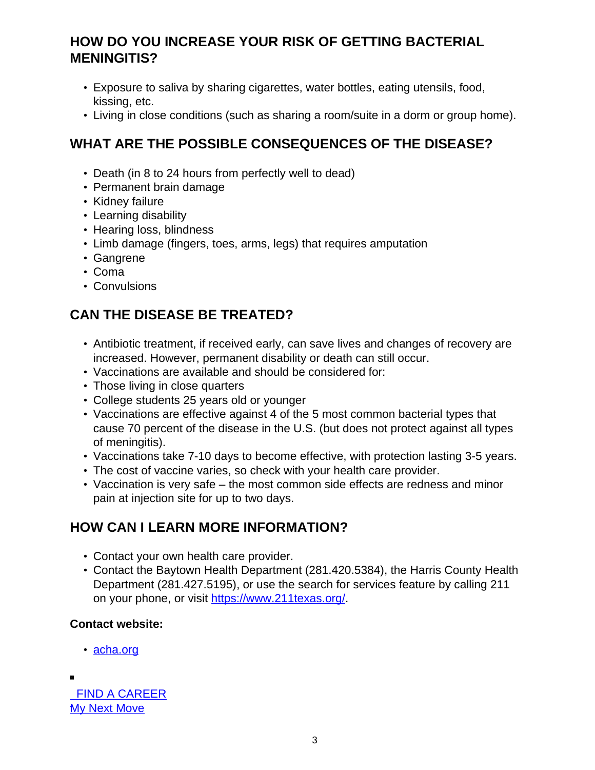## HOW DO YOU INCREASE YOUR RISK OF GETTING BACTERIAL MENINGITIS?

- Exposure to saliva by sharing cigarettes, water bottles, eating utensils, food, kissing, etc.
- Living in close conditions (such as sharing a room/suite in a dorm or group home).

## WHAT ARE THE POSSIBLE CONSEQUENCES OF THE DISEASE?

- Death (in 8 to 24 hours from perfectly well to dead)
- Permanent brain damage
- Kidney failure
- Learning disability
- Hearing loss, blindness
- Limb damage (fingers, toes, arms, legs) that requires amputation
- Gangrene
- Coma
- Convulsions

## CAN THE DISEASE BE TREATED?

- Antibiotic treatment, if received early, can save lives and changes of recovery are increased. However, permanent disability or death can still occur.
- Vaccinations are available and should be considered for:
- Those living in close quarters
- College students 25 years old or younger
- Vaccinations are effective against 4 of the 5 most common bacterial types that cause 70 percent of the disease in the U.S. (but does not protect against all types of meningitis).
- Vaccinations take 7-10 days to become effective, with protection lasting 3-5 years.
- The cost of vaccine varies, so check with your health care provider.
- Vaccination is very safe – the most common side effects are redness and minor pain at injection site for up to two days.

## HOW CAN I LEARN MORE INFORMATION?

- Contact your own health care provider.
- Contact the Baytown Health Department (281.420.5384), the Harris County Health Department (281.427.5195), or use the search for services feature by calling 211 on your phone, or visit [https://www.211texas.org/](https://www.211texas.org/).

**Contact website:**

- [acha.org](acha.org)

[FIND A CAREER](#)
[My Next Move](#)